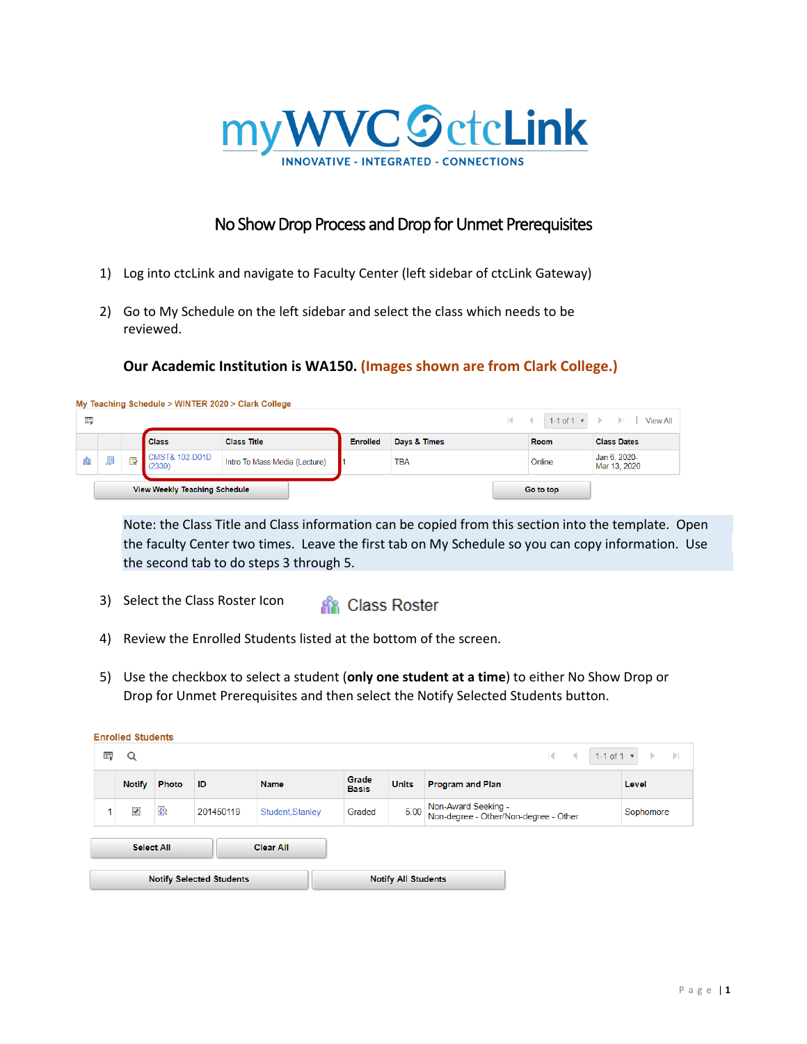# myWVC ctcLink

INNOVATIVE - INTEGRATED - CONNECTIONS

## No Show Drop Process and Drop for Unmet Prerequisites

1) Log into ctcLink and navigate to Faculty Center (left sidebar of ctcLink Gateway)

2) Go to My Schedule on the left sidebar and select the class which needs to be reviewed.

   **Our Academic Institution is WA150. (Images shown are from Clark College.)**

My Teaching Schedule > WINTER 2020 > Clark College

| | | | Class | Class Title | Enrolled | Days & Times | Room | Class Dates |
|---|---|---|---|---|---|---|---|---|
| | | | CMST& 102-D01D (2339) | Intro To Mass Media (Lecture) | 1 | TBA | Online | Jan 6, 2020-Mar 13, 2020 |

View Weekly Teaching Schedule | Go to top

   Note: the Class Title and Class information can be copied from this section into the template. Open the faculty Center two times. Leave the first tab on My Schedule so you can copy information. Use the second tab to do steps 3 through 5.

3) Select the Class Roster Icon   Class Roster

4) Review the Enrolled Students listed at the bottom of the screen.

5) Use the checkbox to select a student (**only one student at a time**) to either No Show Drop or Drop for Unmet Prerequisites and then select the Notify Selected Students button.

Enrolled Students

| | Notify | Photo | ID | Name | Grade Basis | Units | Program and Plan | Level |
|---|---|---|---|---|---|---|---|---|
| 1 | | | 201450119 | Student,Stanley | Graded | 5.00 | Non-Award Seeking - Non-degree - Other/Non-degree - Other | Sophomore |

Select All | Clear All

Notify Selected Students | Notify All Students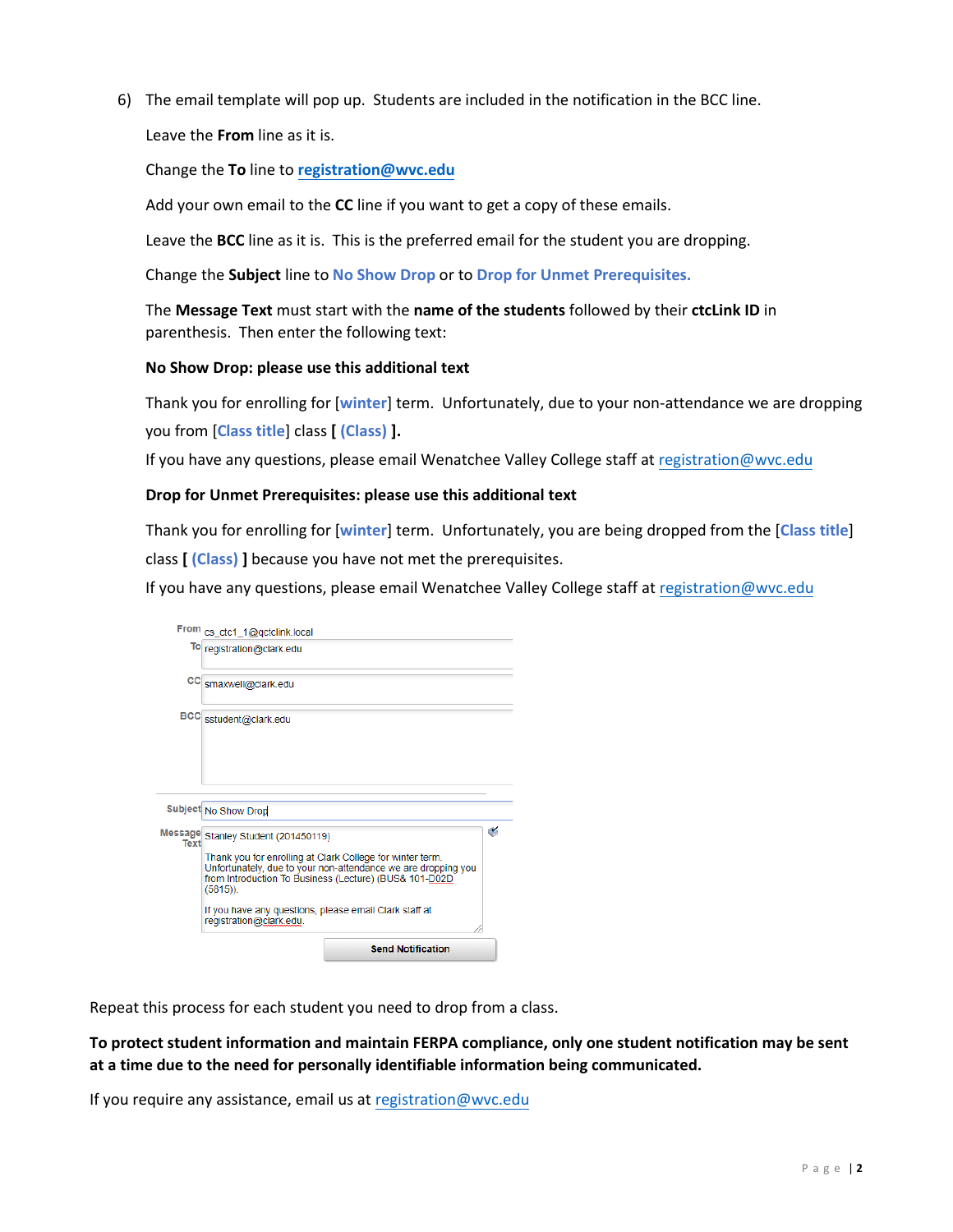6) The email template will pop up. Students are included in the notification in the BCC line.

   Leave the **From** line as it is.

   Change the **To** line to **registration@wvc.edu**

   Add your own email to the **CC** line if you want to get a copy of these emails.

   Leave the **BCC** line as it is. This is the preferred email for the student you are dropping.

   Change the **Subject** line to **No Show Drop** or to **Drop for Unmet Prerequisites.**

   The **Message Text** must start with the **name of the students** followed by their **ctcLink ID** in parenthesis. Then enter the following text:

   **No Show Drop: please use this additional text**

   Thank you for enrolling for [**winter**] term. Unfortunately, due to your non-attendance we are dropping you from [**Class title**] class **[ (Class) ].**

   If you have any questions, please email Wenatchee Valley College staff at registration@wvc.edu

   **Drop for Unmet Prerequisites: please use this additional text**

   Thank you for enrolling for [**winter**] term. Unfortunately, you are being dropped from the [**Class title**] class **[ (Class) ]** because you have not met the prerequisites.

   If you have any questions, please email Wenatchee Valley College staff at registration@wvc.edu

From cs_ctc1_1@qctclink.local

To registration@clark.edu

CC smaxwell@clark.edu

BCC sstudent@clark.edu

Subject No Show Drop

Message Text Stanley Student (201450119)

Thank you for enrolling at Clark College for winter term. Unfortunately, due to your non-attendance we are dropping you from Introduction To Business (Lecture) (BUS& 101-D02D (5815)).

If you have any questions, please email Clark staff at registration@clark.edu.

Send Notification

Repeat this process for each student you need to drop from a class.

**To protect student information and maintain FERPA compliance, only one student notification may be sent at a time due to the need for personally identifiable information being communicated.**

If you require any assistance, email us at registration@wvc.edu